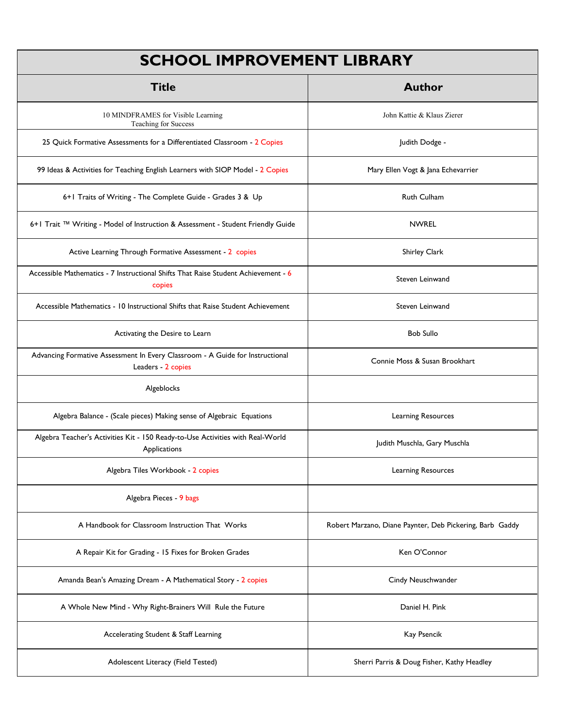# SCHOOL IMPROVEMENT LIBRARY

| Title | Author |
|---|---|
| 10 MINDFRAMES for Visible Learning Teaching for Success | John Kattie & Klaus Zierer |
| 25 Quick Formative Assessments for a Differentiated Classroom - 2 Copies | Judith Dodge - |
| 99 Ideas & Activities for Teaching English Learners with SIOP Model - 2 Copies | Mary Ellen Vogt & Jana Echevarrier |
| 6+1 Traits of Writing - The Complete Guide - Grades 3 & Up | Ruth Culham |
| 6+1 Trait ™ Writing - Model of Instruction & Assessment - Student Friendly Guide | NWREL |
| Active Learning Through Formative Assessment - 2 copies | Shirley Clark |
| Accessible Mathematics - 7 Instructional Shifts That Raise Student Achievement - 6 copies | Steven Leinwand |
| Accessible Mathematics - 10 Instructional Shifts that Raise Student Achievement | Steven Leinwand |
| Activating the Desire to Learn | Bob Sullo |
| Advancing Formative Assessment In Every Classroom - A Guide for Instructional Leaders - 2 copies | Connie Moss & Susan Brookhart |
| Algeblocks | |
| Algebra Balance - (Scale pieces) Making sense of Algebraic Equations | Learning Resources |
| Algebra Teacher's Activities Kit - 150 Ready-to-Use Activities with Real-World Applications | Judith Muschla, Gary Muschla |
| Algebra Tiles Workbook - 2 copies | Learning Resources |
| Algebra Pieces - 9 bags | |
| A Handbook for Classroom Instruction That Works | Robert Marzano, Diane Paynter, Deb Pickering, Barb Gaddy |
| A Repair Kit for Grading - 15 Fixes for Broken Grades | Ken O'Connor |
| Amanda Bean's Amazing Dream - A Mathematical Story - 2 copies | Cindy Neuschwander |
| A Whole New Mind - Why Right-Brainers Will Rule the Future | Daniel H. Pink |
| Accelerating Student & Staff Learning | Kay Psencik |
| Adolescent Literacy (Field Tested) | Sherri Parris & Doug Fisher, Kathy Headley |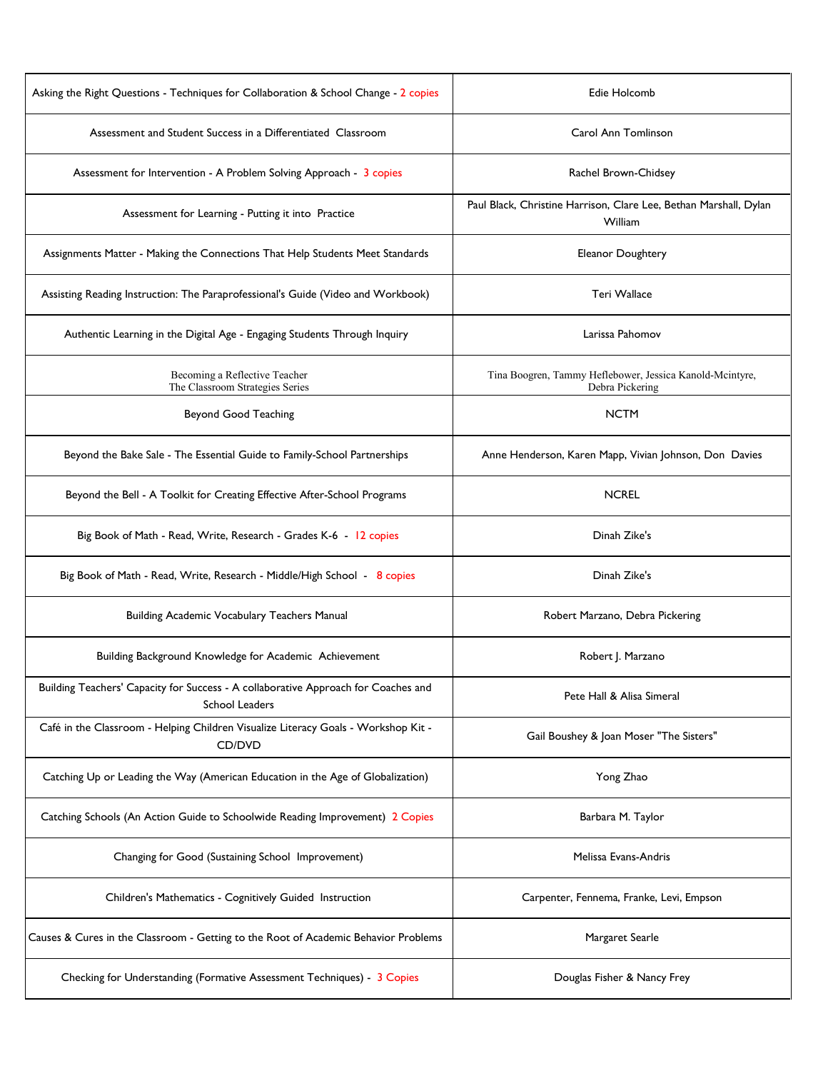| Asking the Right Questions - Techniques for Collaboration & School Change - 2 copies | Edie Holcomb |
|---|---|
| Assessment and Student Success in a Differentiated Classroom | Carol Ann Tomlinson |
| Assessment for Intervention - A Problem Solving Approach - 3 copies | Rachel Brown-Chidsey |
| Assessment for Learning - Putting it into Practice | Paul Black, Christine Harrison, Clare Lee, Bethan Marshall, Dylan William |
| Assignments Matter - Making the Connections That Help Students Meet Standards | Eleanor Doughtery |
| Assisting Reading Instruction: The Paraprofessional's Guide (Video and Workbook) | Teri Wallace |
| Authentic Learning in the Digital Age - Engaging Students Through Inquiry | Larissa Pahomov |
| Becoming a Reflective Teacher The Classroom Strategies Series | Tina Boogren, Tammy Heflebower, Jessica Kanold-Mcintyre, Debra Pickering |
| Beyond Good Teaching | NCTM |
| Beyond the Bake Sale - The Essential Guide to Family-School Partnerships | Anne Henderson, Karen Mapp, Vivian Johnson, Don Davies |
| Beyond the Bell - A Toolkit for Creating Effective After-School Programs | NCREL |
| Big Book of Math - Read, Write, Research - Grades K-6 - 12 copies | Dinah Zike's |
| Big Book of Math - Read, Write, Research - Middle/High School - 8 copies | Dinah Zike's |
| Building Academic Vocabulary Teachers Manual | Robert Marzano, Debra Pickering |
| Building Background Knowledge for Academic Achievement | Robert J. Marzano |
| Building Teachers' Capacity for Success - A collaborative Approach for Coaches and School Leaders | Pete Hall & Alisa Simeral |
| Café in the Classroom - Helping Children Visualize Literacy Goals - Workshop Kit - CD/DVD | Gail Boushey & Joan Moser "The Sisters" |
| Catching Up or Leading the Way (American Education in the Age of Globalization) | Yong Zhao |
| Catching Schools (An Action Guide to Schoolwide Reading Improvement) 2 Copies | Barbara M. Taylor |
| Changing for Good (Sustaining School Improvement) | Melissa Evans-Andris |
| Children's Mathematics - Cognitively Guided Instruction | Carpenter, Fennema, Franke, Levi, Empson |
| Causes & Cures in the Classroom - Getting to the Root of Academic Behavior Problems | Margaret Searle |
| Checking for Understanding (Formative Assessment Techniques) - 3 Copies | Douglas Fisher & Nancy Frey |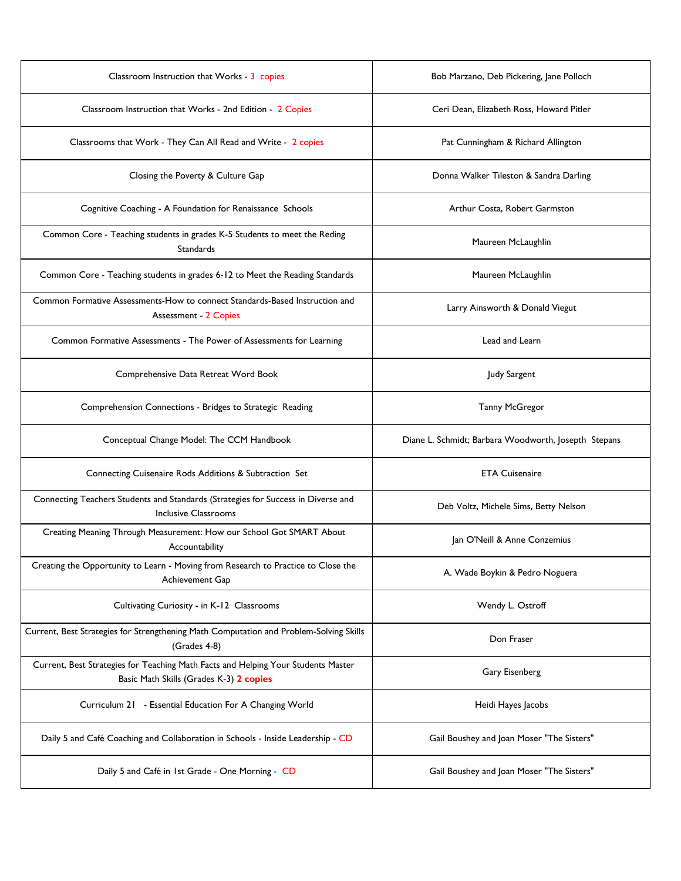| Classroom Instruction that Works - 3 copies | Bob Marzano, Deb Pickering, Jane Polloch |
|---|---|
| Classroom Instruction that Works - 2nd Edition - 2 Copies | Ceri Dean, Elizabeth Ross, Howard Pitler |
| Classrooms that Work - They Can All Read and Write - 2 copies | Pat Cunningham & Richard Allington |
| Closing the Poverty & Culture Gap | Donna Walker Tileston & Sandra Darling |
| Cognitive Coaching - A Foundation for Renaissance Schools | Arthur Costa, Robert Garmston |
| Common Core - Teaching students in grades K-5 Students to meet the Reding Standards | Maureen McLaughlin |
| Common Core - Teaching students in grades 6-12 to Meet the Reading Standards | Maureen McLaughlin |
| Common Formative Assessments-How to connect Standards-Based Instruction and Assessment - 2 Copies | Larry Ainsworth & Donald Viegut |
| Common Formative Assessments - The Power of Assessments for Learning | Lead and Learn |
| Comprehensive Data Retreat Word Book | Judy Sargent |
| Comprehension Connections - Bridges to Strategic Reading | Tanny McGregor |
| Conceptual Change Model: The CCM Handbook | Diane L. Schmidt; Barbara Woodworth, Joseph Stepans |
| Connecting Cuisenaire Rods Additions & Subtraction Set | ETA Cuisenaire |
| Connecting Teachers Students and Standards (Strategies for Success in Diverse and Inclusive Classrooms | Deb Voltz, Michele Sims, Betty Nelson |
| Creating Meaning Through Measurement: How our School Got SMART About Accountability | Jan O'Neill & Anne Conzemius |
| Creating the Opportunity to Learn - Moving from Research to Practice to Close the Achievement Gap | A. Wade Boykin & Pedro Noguera |
| Cultivating Curiosity - in K-12 Classrooms | Wendy L. Ostroff |
| Current, Best Strategies for Strengthening Math Computation and Problem-Solving Skills (Grades 4-8) | Don Fraser |
| Current, Best Strategies for Teaching Math Facts and Helping Your Students Master Basic Math Skills (Grades K-3) **2 copies** | Gary Eisenberg |
| Curriculum 21 - Essential Education For A Changing World | Heidi Hayes Jacobs |
| Daily 5 and Café Coaching and Collaboration in Schools - Inside Leadership - CD | Gail Boushey and Joan Moser "The Sisters" |
| Daily 5 and Café in 1st Grade - One Morning - CD | Gail Boushey and Joan Moser "The Sisters" |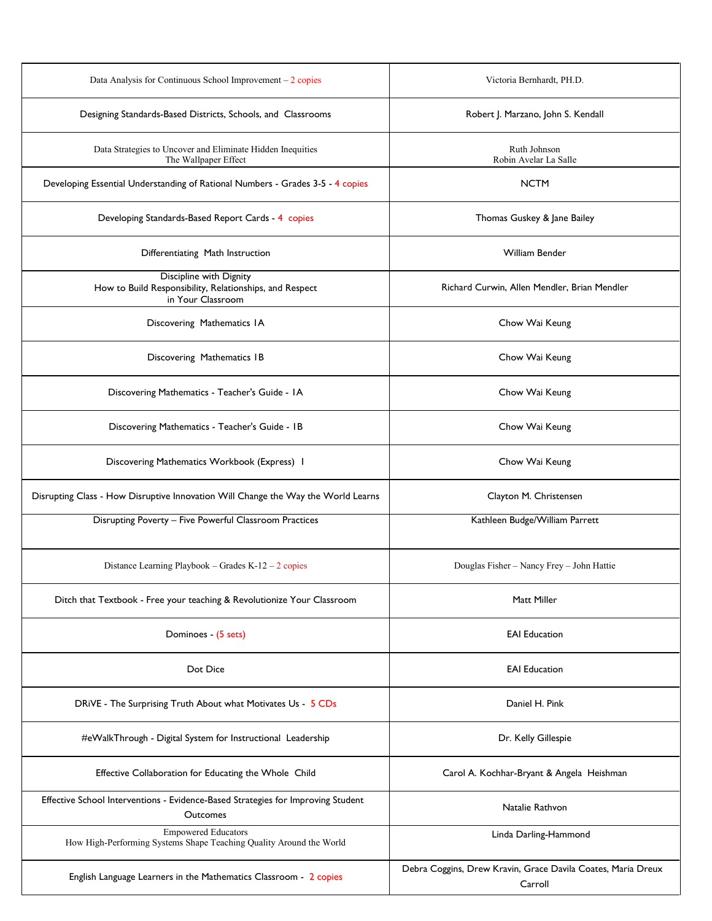| | |
|---|---|
| Data Analysis for Continuous School Improvement – 2 copies | Victoria Bernhardt, PH.D. |
| Designing Standards-Based Districts, Schools, and Classrooms | Robert J. Marzano, John S. Kendall |
| Data Strategies to Uncover and Eliminate Hidden Inequities<br>The Wallpaper Effect | Ruth Johnson<br>Robin Avelar La Salle |
| Developing Essential Understanding of Rational Numbers - Grades 3-5 - 4 copies | NCTM |
| Developing Standards-Based Report Cards - 4 copies | Thomas Guskey & Jane Bailey |
| Differentiating Math Instruction | William Bender |
| Discipline with Dignity<br>How to Build Responsibility, Relationships, and Respect in Your Classroom | Richard Curwin, Allen Mendler, Brian Mendler |
| Discovering Mathematics 1A | Chow Wai Keung |
| Discovering Mathematics 1B | Chow Wai Keung |
| Discovering Mathematics - Teacher's Guide - 1A | Chow Wai Keung |
| Discovering Mathematics - Teacher's Guide - 1B | Chow Wai Keung |
| Discovering Mathematics Workbook (Express) 1 | Chow Wai Keung |
| Disrupting Class - How Disruptive Innovation Will Change the Way the World Learns | Clayton M. Christensen |
| Disrupting Poverty – Five Powerful Classroom Practices | Kathleen Budge/William Parrett |
| Distance Learning Playbook – Grades K-12 – 2 copies | Douglas Fisher – Nancy Frey – John Hattie |
| Ditch that Textbook - Free your teaching & Revolutionize Your Classroom | Matt Miller |
| Dominoes - (5 sets) | EAI Education |
| Dot Dice | EAI Education |
| DRiVE - The Surprising Truth About what Motivates Us - 5 CDs | Daniel H. Pink |
| #eWalkThrough - Digital System for Instructional Leadership | Dr. Kelly Gillespie |
| Effective Collaboration for Educating the Whole Child | Carol A. Kochhar-Bryant & Angela Heishman |
| Effective School Interventions - Evidence-Based Strategies for Improving Student Outcomes | Natalie Rathvon |
| Empowered Educators<br>How High-Performing Systems Shape Teaching Quality Around the World | Linda Darling-Hammond |
| English Language Learners in the Mathematics Classroom - 2 copies | Debra Coggins, Drew Kravin, Grace Davila Coates, Maria Dreux Carroll |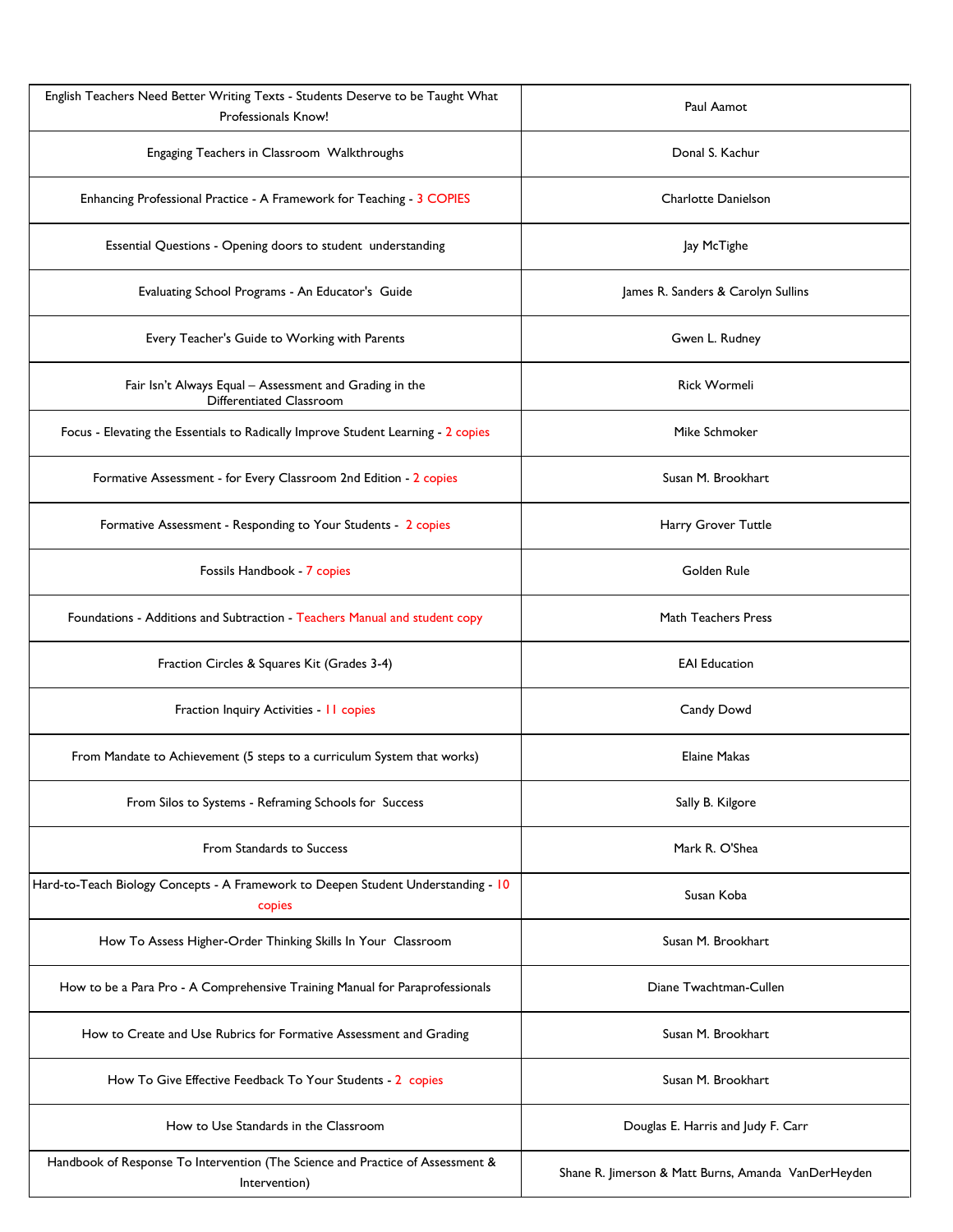| | |
|---|---|
| English Teachers Need Better Writing Texts - Students Deserve to be Taught What Professionals Know! | Paul Aamot |
| Engaging Teachers in Classroom Walkthroughs | Donal S. Kachur |
| Enhancing Professional Practice - A Framework for Teaching - 3 COPIES | Charlotte Danielson |
| Essential Questions - Opening doors to student understanding | Jay McTighe |
| Evaluating School Programs - An Educator's Guide | James R. Sanders & Carolyn Sullins |
| Every Teacher's Guide to Working with Parents | Gwen L. Rudney |
| Fair Isn't Always Equal – Assessment and Grading in the Differentiated Classroom | Rick Wormeli |
| Focus - Elevating the Essentials to Radically Improve Student Learning - 2 copies | Mike Schmoker |
| Formative Assessment - for Every Classroom 2nd Edition - 2 copies | Susan M. Brookhart |
| Formative Assessment - Responding to Your Students - 2 copies | Harry Grover Tuttle |
| Fossils Handbook - 7 copies | Golden Rule |
| Foundations - Additions and Subtraction - Teachers Manual and student copy | Math Teachers Press |
| Fraction Circles & Squares Kit (Grades 3-4) | EAI Education |
| Fraction Inquiry Activities - 11 copies | Candy Dowd |
| From Mandate to Achievement (5 steps to a curriculum System that works) | Elaine Makas |
| From Silos to Systems - Reframing Schools for Success | Sally B. Kilgore |
| From Standards to Success | Mark R. O'Shea |
| Hard-to-Teach Biology Concepts - A Framework to Deepen Student Understanding - 10 copies | Susan Koba |
| How To Assess Higher-Order Thinking Skills In Your Classroom | Susan M. Brookhart |
| How to be a Para Pro - A Comprehensive Training Manual for Paraprofessionals | Diane Twachtman-Cullen |
| How to Create and Use Rubrics for Formative Assessment and Grading | Susan M. Brookhart |
| How To Give Effective Feedback To Your Students - 2 copies | Susan M. Brookhart |
| How to Use Standards in the Classroom | Douglas E. Harris and Judy F. Carr |
| Handbook of Response To Intervention (The Science and Practice of Assessment & Intervention) | Shane R. Jimerson & Matt Burns, Amanda VanDerHeyden |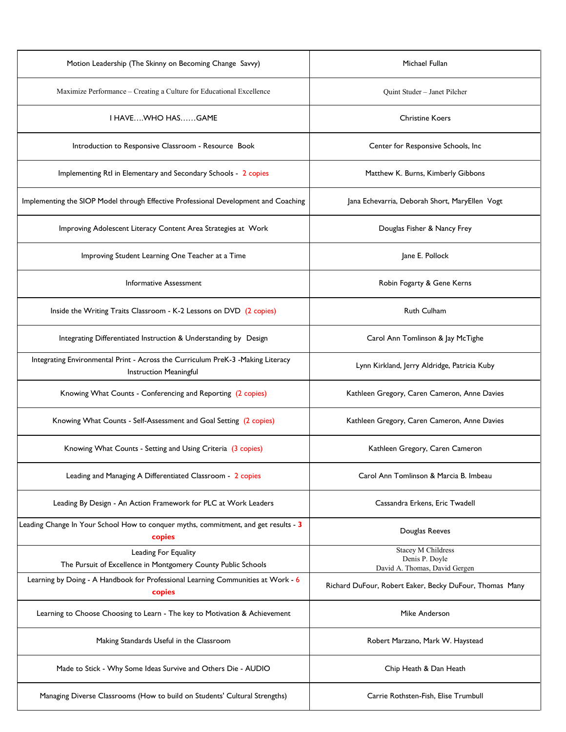| | |
|---|---|
| Motion Leadership (The Skinny on Becoming Change Savvy) | Michael Fullan |
| Maximize Performance – Creating a Culture for Educational Excellence | Quint Studer – Janet Pilcher |
| I HAVE….WHO HAS……GAME | Christine Koers |
| Introduction to Responsive Classroom - Resource Book | Center for Responsive Schools, Inc |
| Implementing RtI in Elementary and Secondary Schools - 2 copies | Matthew K. Burns, Kimberly Gibbons |
| Implementing the SIOP Model through Effective Professional Development and Coaching | Jana Echevarria, Deborah Short, MaryEllen Vogt |
| Improving Adolescent Literacy Content Area Strategies at Work | Douglas Fisher & Nancy Frey |
| Improving Student Learning One Teacher at a Time | Jane E. Pollock |
| Informative Assessment | Robin Fogarty & Gene Kerns |
| Inside the Writing Traits Classroom - K-2 Lessons on DVD (2 copies) | Ruth Culham |
| Integrating Differentiated Instruction & Understanding by Design | Carol Ann Tomlinson & Jay McTighe |
| Integrating Environmental Print - Across the Curriculum PreK-3 -Making Literacy Instruction Meaningful | Lynn Kirkland, Jerry Aldridge, Patricia Kuby |
| Knowing What Counts - Conferencing and Reporting (2 copies) | Kathleen Gregory, Caren Cameron, Anne Davies |
| Knowing What Counts - Self-Assessment and Goal Setting (2 copies) | Kathleen Gregory, Caren Cameron, Anne Davies |
| Knowing What Counts - Setting and Using Criteria (3 copies) | Kathleen Gregory, Caren Cameron |
| Leading and Managing A Differentiated Classroom - 2 copies | Carol Ann Tomlinson & Marcia B. Imbeau |
| Leading By Design - An Action Framework for PLC at Work Leaders | Cassandra Erkens, Eric Twadell |
| Leading Change In Your School How to conquer myths, commitment, and get results - **3 copies** | Douglas Reeves |
| Leading For Equality The Pursuit of Excellence in Montgomery County Public Schools | Stacey M Childress Denis P. Doyle David A. Thomas, David Gergen |
| Learning by Doing - A Handbook for Professional Learning Communities at Work - 6 **copies** | Richard DuFour, Robert Eaker, Becky DuFour, Thomas Many |
| Learning to Choose Choosing to Learn - The key to Motivation & Achievement | Mike Anderson |
| Making Standards Useful in the Classroom | Robert Marzano, Mark W. Haystead |
| Made to Stick - Why Some Ideas Survive and Others Die - AUDIO | Chip Heath & Dan Heath |
| Managing Diverse Classrooms (How to build on Students' Cultural Strengths) | Carrie Rothsten-Fish, Elise Trumbull |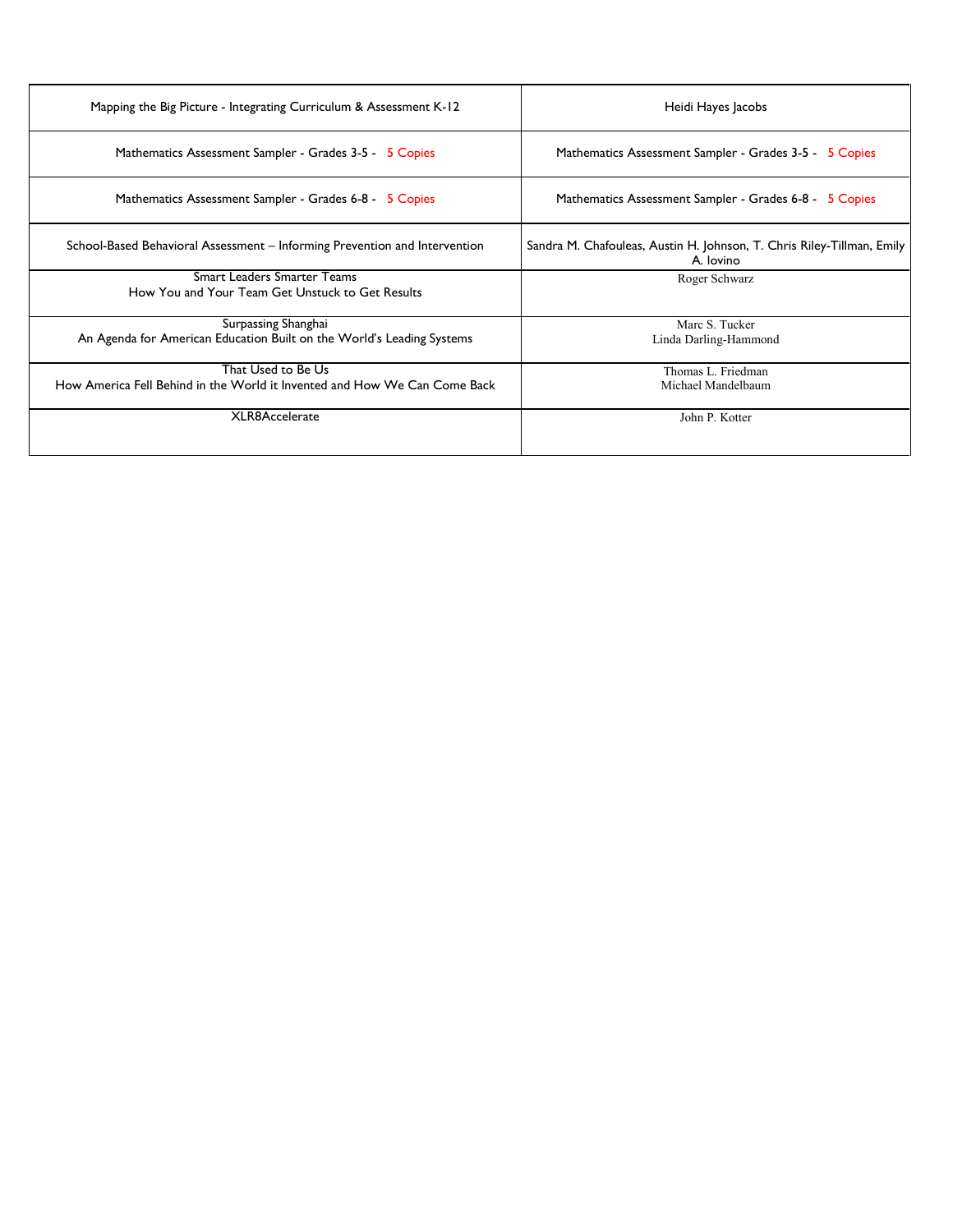| Mapping the Big Picture - Integrating Curriculum & Assessment K-12 | Heidi Hayes Jacobs |
|---|---|
| Mathematics Assessment Sampler - Grades 3-5 - 5 Copies | Mathematics Assessment Sampler - Grades 3-5 - 5 Copies |
| Mathematics Assessment Sampler - Grades 6-8 - 5 Copies | Mathematics Assessment Sampler - Grades 6-8 - 5 Copies |
| School-Based Behavioral Assessment – Informing Prevention and Intervention | Sandra M. Chafouleas, Austin H. Johnson, T. Chris Riley-Tillman, Emily A. Iovino |
| Smart Leaders Smarter Teams<br>How You and Your Team Get Unstuck to Get Results | Roger Schwarz |
| Surpassing Shanghai<br>An Agenda for American Education Built on the World's Leading Systems | Marc S. Tucker<br>Linda Darling-Hammond |
| That Used to Be Us<br>How America Fell Behind in the World it Invented and How We Can Come Back | Thomas L. Friedman<br>Michael Mandelbaum |
| XLR8Accelerate | John P. Kotter |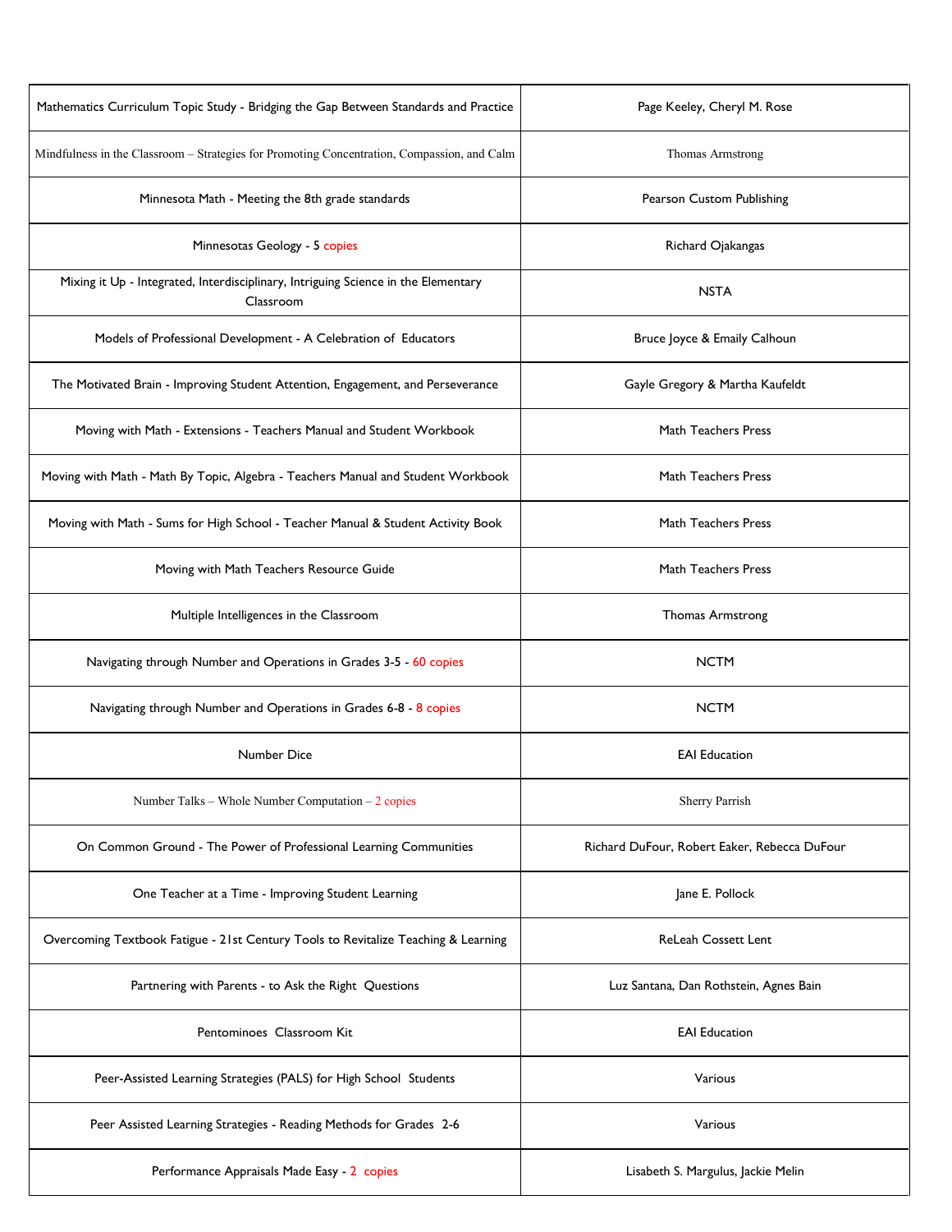| | |
|---|---|
| Mathematics Curriculum Topic Study - Bridging the Gap Between Standards and Practice | Page Keeley, Cheryl M. Rose |
| Mindfulness in the Classroom – Strategies for Promoting Concentration, Compassion, and Calm | Thomas Armstrong |
| Minnesota Math - Meeting the 8th grade standards | Pearson Custom Publishing |
| Minnesotas Geology - 5 copies | Richard Ojakangas |
| Mixing it Up - Integrated, Interdisciplinary, Intriguing Science in the Elementary Classroom | NSTA |
| Models of Professional Development - A Celebration of Educators | Bruce Joyce & Emaily Calhoun |
| The Motivated Brain - Improving Student Attention, Engagement, and Perseverance | Gayle Gregory & Martha Kaufeldt |
| Moving with Math - Extensions - Teachers Manual and Student Workbook | Math Teachers Press |
| Moving with Math - Math By Topic, Algebra - Teachers Manual and Student Workbook | Math Teachers Press |
| Moving with Math - Sums for High School - Teacher Manual & Student Activity Book | Math Teachers Press |
| Moving with Math Teachers Resource Guide | Math Teachers Press |
| Multiple Intelligences in the Classroom | Thomas Armstrong |
| Navigating through Number and Operations in Grades 3-5 - 60 copies | NCTM |
| Navigating through Number and Operations in Grades 6-8 - 8 copies | NCTM |
| Number Dice | EAI Education |
| Number Talks – Whole Number Computation – 2 copies | Sherry Parrish |
| On Common Ground - The Power of Professional Learning Communities | Richard DuFour, Robert Eaker, Rebecca DuFour |
| One Teacher at a Time - Improving Student Learning | Jane E. Pollock |
| Overcoming Textbook Fatigue - 21st Century Tools to Revitalize Teaching & Learning | ReLeah Cossett Lent |
| Partnering with Parents - to Ask the Right Questions | Luz Santana, Dan Rothstein, Agnes Bain |
| Pentominoes Classroom Kit | EAI Education |
| Peer-Assisted Learning Strategies (PALS) for High School Students | Various |
| Peer Assisted Learning Strategies - Reading Methods for Grades 2-6 | Various |
| Performance Appraisals Made Easy - 2 copies | Lisabeth S. Margulus, Jackie Melin |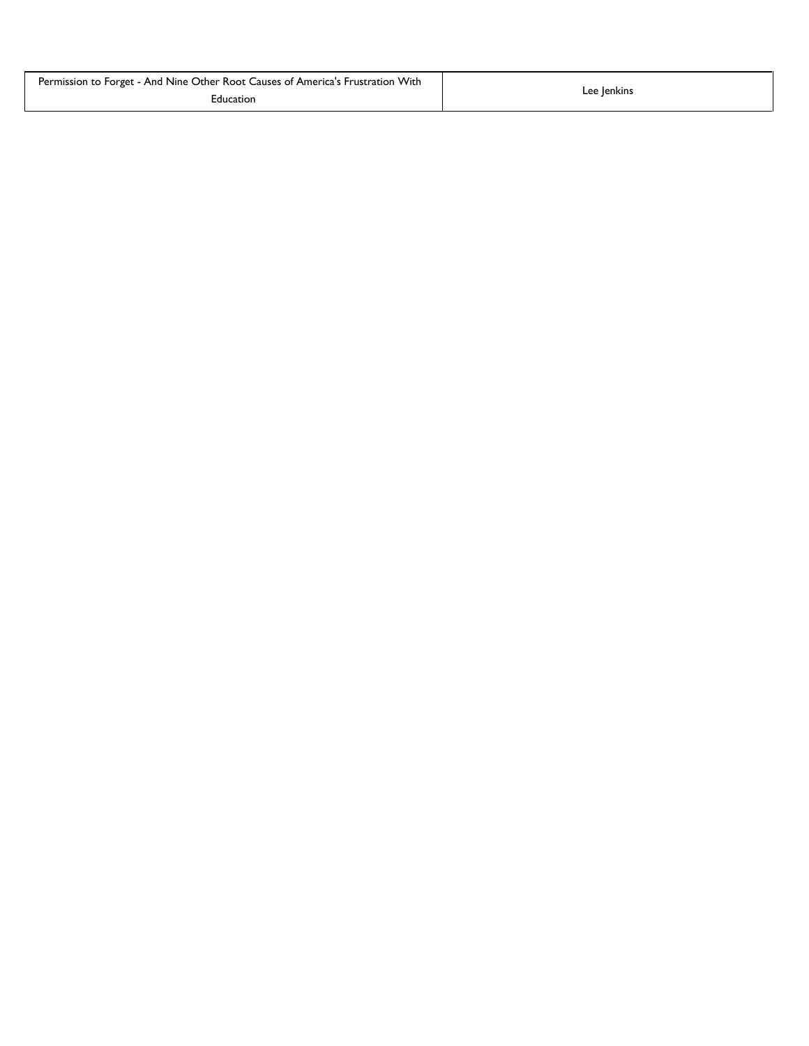| Permission to Forget - And Nine Other Root Causes of America's Frustration With Education | Lee Jenkins |
| --- | --- |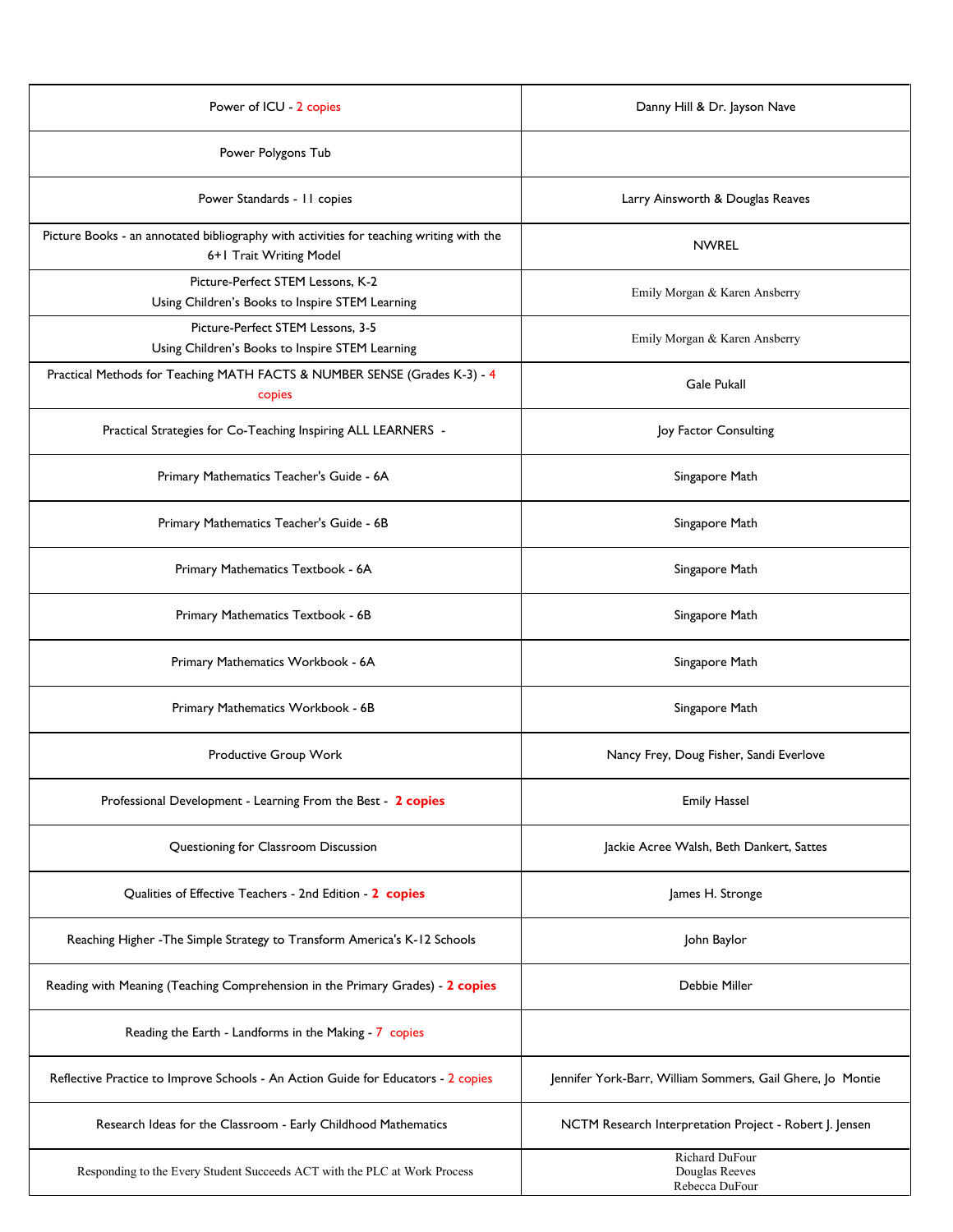| | |
|---|---|
| Power of ICU - 2 copies | Danny Hill & Dr. Jayson Nave |
| Power Polygons Tub | |
| Power Standards - 11 copies | Larry Ainsworth & Douglas Reaves |
| Picture Books - an annotated bibliography with activities for teaching writing with the 6+1 Trait Writing Model | NWREL |
| Picture-Perfect STEM Lessons, K-2<br>Using Children's Books to Inspire STEM Learning | Emily Morgan & Karen Ansberry |
| Picture-Perfect STEM Lessons, 3-5<br>Using Children's Books to Inspire STEM Learning | Emily Morgan & Karen Ansberry |
| Practical Methods for Teaching MATH FACTS & NUMBER SENSE (Grades K-3) - 4 copies | Gale Pukall |
| Practical Strategies for Co-Teaching Inspiring ALL LEARNERS - | Joy Factor Consulting |
| Primary Mathematics Teacher's Guide - 6A | Singapore Math |
| Primary Mathematics Teacher's Guide - 6B | Singapore Math |
| Primary Mathematics Textbook - 6A | Singapore Math |
| Primary Mathematics Textbook - 6B | Singapore Math |
| Primary Mathematics Workbook - 6A | Singapore Math |
| Primary Mathematics Workbook - 6B | Singapore Math |
| Productive Group Work | Nancy Frey, Doug Fisher, Sandi Everlove |
| Professional Development - Learning From the Best - **2 copies** | Emily Hassel |
| Questioning for Classroom Discussion | Jackie Acree Walsh, Beth Dankert, Sattes |
| Qualities of Effective Teachers - 2nd Edition - **2 copies** | James H. Stronge |
| Reaching Higher -The Simple Strategy to Transform America's K-12 Schools | John Baylor |
| Reading with Meaning (Teaching Comprehension in the Primary Grades) - **2 copies** | Debbie Miller |
| Reading the Earth - Landforms in the Making - 7 copies | |
| Reflective Practice to Improve Schools - An Action Guide for Educators - 2 copies | Jennifer York-Barr, William Sommers, Gail Ghere, Jo Montie |
| Research Ideas for the Classroom - Early Childhood Mathematics | NCTM Research Interpretation Project - Robert J. Jensen |
| Responding to the Every Student Succeeds ACT with the PLC at Work Process | Richard DuFour<br>Douglas Reeves<br>Rebecca DuFour |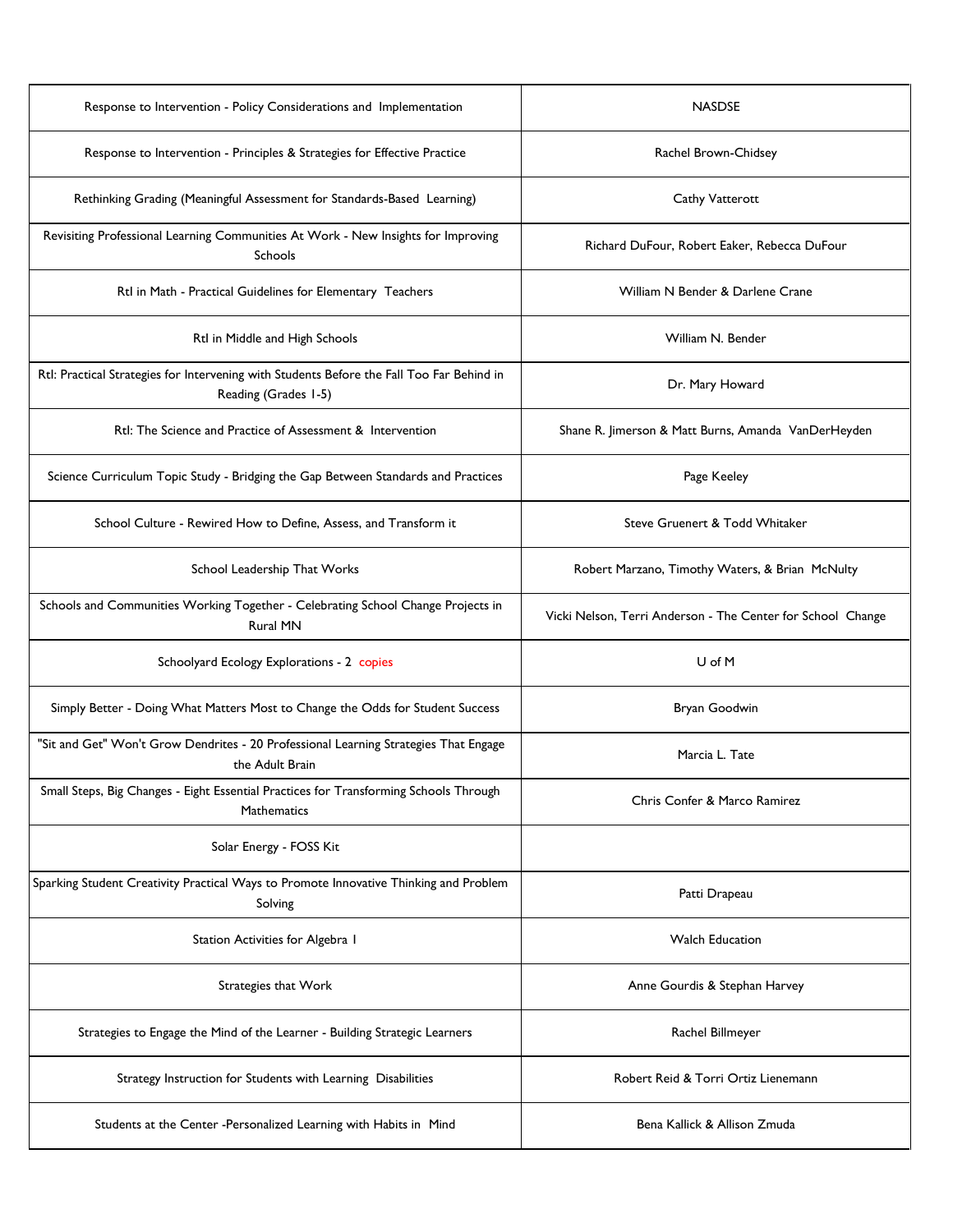| Response to Intervention - Policy Considerations and Implementation | NASDSE |
|---|---|
| Response to Intervention - Principles & Strategies for Effective Practice | Rachel Brown-Chidsey |
| Rethinking Grading (Meaningful Assessment for Standards-Based Learning) | Cathy Vatterott |
| Revisiting Professional Learning Communities At Work - New Insights for Improving Schools | Richard DuFour, Robert Eaker, Rebecca DuFour |
| RtI in Math - Practical Guidelines for Elementary Teachers | William N Bender & Darlene Crane |
| RtI in Middle and High Schools | William N. Bender |
| RtI: Practical Strategies for Intervening with Students Before the Fall Too Far Behind in Reading (Grades 1-5) | Dr. Mary Howard |
| RtI: The Science and Practice of Assessment & Intervention | Shane R. Jimerson & Matt Burns, Amanda VanDerHeyden |
| Science Curriculum Topic Study - Bridging the Gap Between Standards and Practices | Page Keeley |
| School Culture - Rewired How to Define, Assess, and Transform it | Steve Gruenert & Todd Whitaker |
| School Leadership That Works | Robert Marzano, Timothy Waters, & Brian McNulty |
| Schools and Communities Working Together - Celebrating School Change Projects in Rural MN | Vicki Nelson, Terri Anderson - The Center for School Change |
| Schoolyard Ecology Explorations - 2 copies | U of M |
| Simply Better - Doing What Matters Most to Change the Odds for Student Success | Bryan Goodwin |
| "Sit and Get" Won't Grow Dendrites - 20 Professional Learning Strategies That Engage the Adult Brain | Marcia L. Tate |
| Small Steps, Big Changes - Eight Essential Practices for Transforming Schools Through Mathematics | Chris Confer & Marco Ramirez |
| Solar Energy - FOSS Kit | |
| Sparking Student Creativity Practical Ways to Promote Innovative Thinking and Problem Solving | Patti Drapeau |
| Station Activities for Algebra I | Walch Education |
| Strategies that Work | Anne Gourdis & Stephan Harvey |
| Strategies to Engage the Mind of the Learner - Building Strategic Learners | Rachel Billmeyer |
| Strategy Instruction for Students with Learning Disabilities | Robert Reid & Torri Ortiz Lienemann |
| Students at the Center -Personalized Learning with Habits in Mind | Bena Kallick & Allison Zmuda |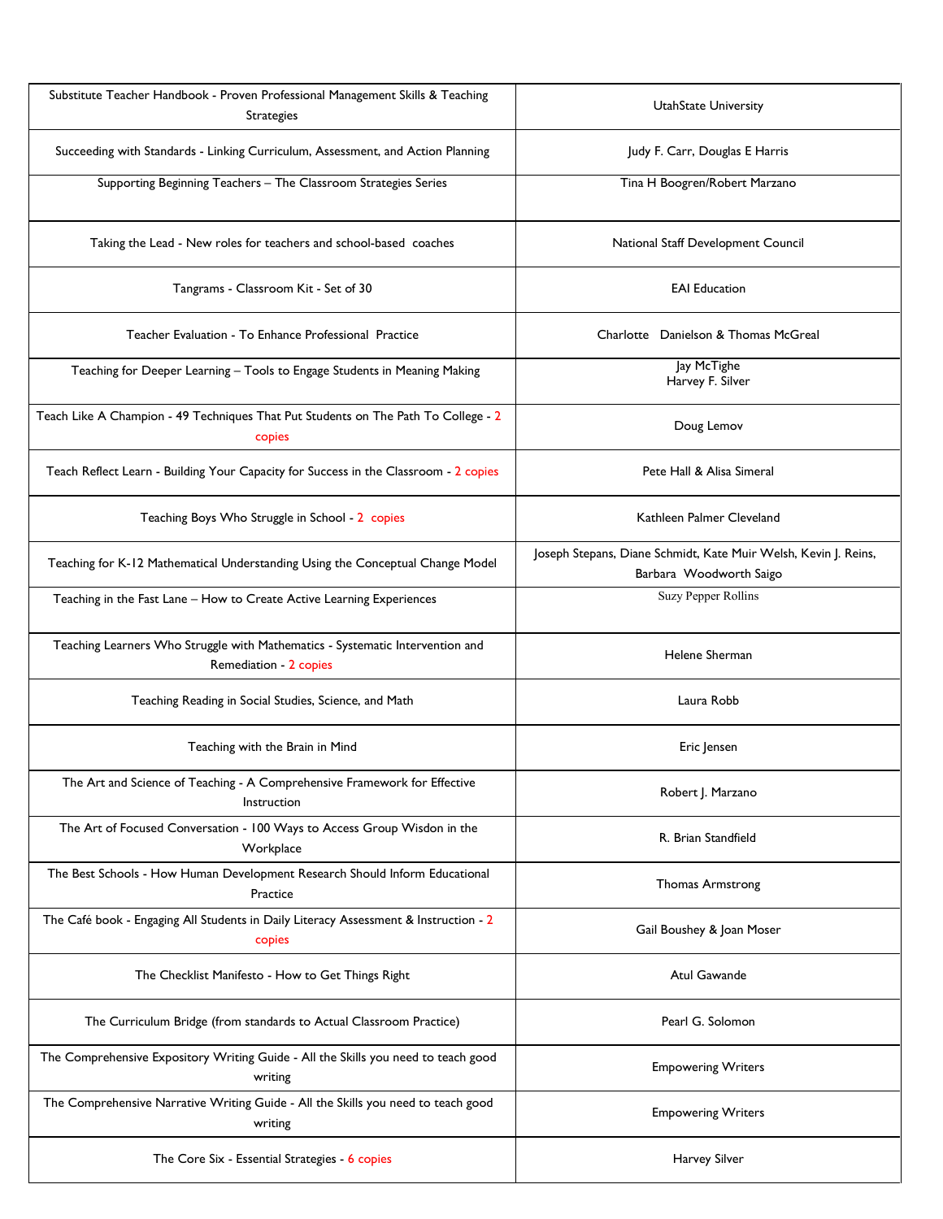| Substitute Teacher Handbook - Proven Professional Management Skills & Teaching Strategies | UtahState University |
|---|---|
| Succeeding with Standards - Linking Curriculum, Assessment, and Action Planning | Judy F. Carr, Douglas E Harris |
| Supporting Beginning Teachers – The Classroom Strategies Series | Tina H Boogren/Robert Marzano |
| Taking the Lead - New roles for teachers and school-based coaches | National Staff Development Council |
| Tangrams - Classroom Kit - Set of 30 | EAI Education |
| Teacher Evaluation - To Enhance Professional Practice | Charlotte Danielson & Thomas McGreal |
| Teaching for Deeper Learning – Tools to Engage Students in Meaning Making | Jay McTighe<br>Harvey F. Silver |
| Teach Like A Champion - 49 Techniques That Put Students on The Path To College - 2 copies | Doug Lemov |
| Teach Reflect Learn - Building Your Capacity for Success in the Classroom - 2 copies | Pete Hall & Alisa Simeral |
| Teaching Boys Who Struggle in School - 2 copies | Kathleen Palmer Cleveland |
| Teaching for K-12 Mathematical Understanding Using the Conceptual Change Model | Joseph Stepans, Diane Schmidt, Kate Muir Welsh, Kevin J. Reins, Barbara Woodworth Saigo |
| Teaching in the Fast Lane – How to Create Active Learning Experiences | Suzy Pepper Rollins |
| Teaching Learners Who Struggle with Mathematics - Systematic Intervention and Remediation - 2 copies | Helene Sherman |
| Teaching Reading in Social Studies, Science, and Math | Laura Robb |
| Teaching with the Brain in Mind | Eric Jensen |
| The Art and Science of Teaching - A Comprehensive Framework for Effective Instruction | Robert J. Marzano |
| The Art of Focused Conversation - 100 Ways to Access Group Wisdon in the Workplace | R. Brian Standfield |
| The Best Schools - How Human Development Research Should Inform Educational Practice | Thomas Armstrong |
| The Café book - Engaging All Students in Daily Literacy Assessment & Instruction - 2 copies | Gail Boushey & Joan Moser |
| The Checklist Manifesto - How to Get Things Right | Atul Gawande |
| The Curriculum Bridge (from standards to Actual Classroom Practice) | Pearl G. Solomon |
| The Comprehensive Expository Writing Guide - All the Skills you need to teach good writing | Empowering Writers |
| The Comprehensive Narrative Writing Guide - All the Skills you need to teach good writing | Empowering Writers |
| The Core Six - Essential Strategies - 6 copies | Harvey Silver |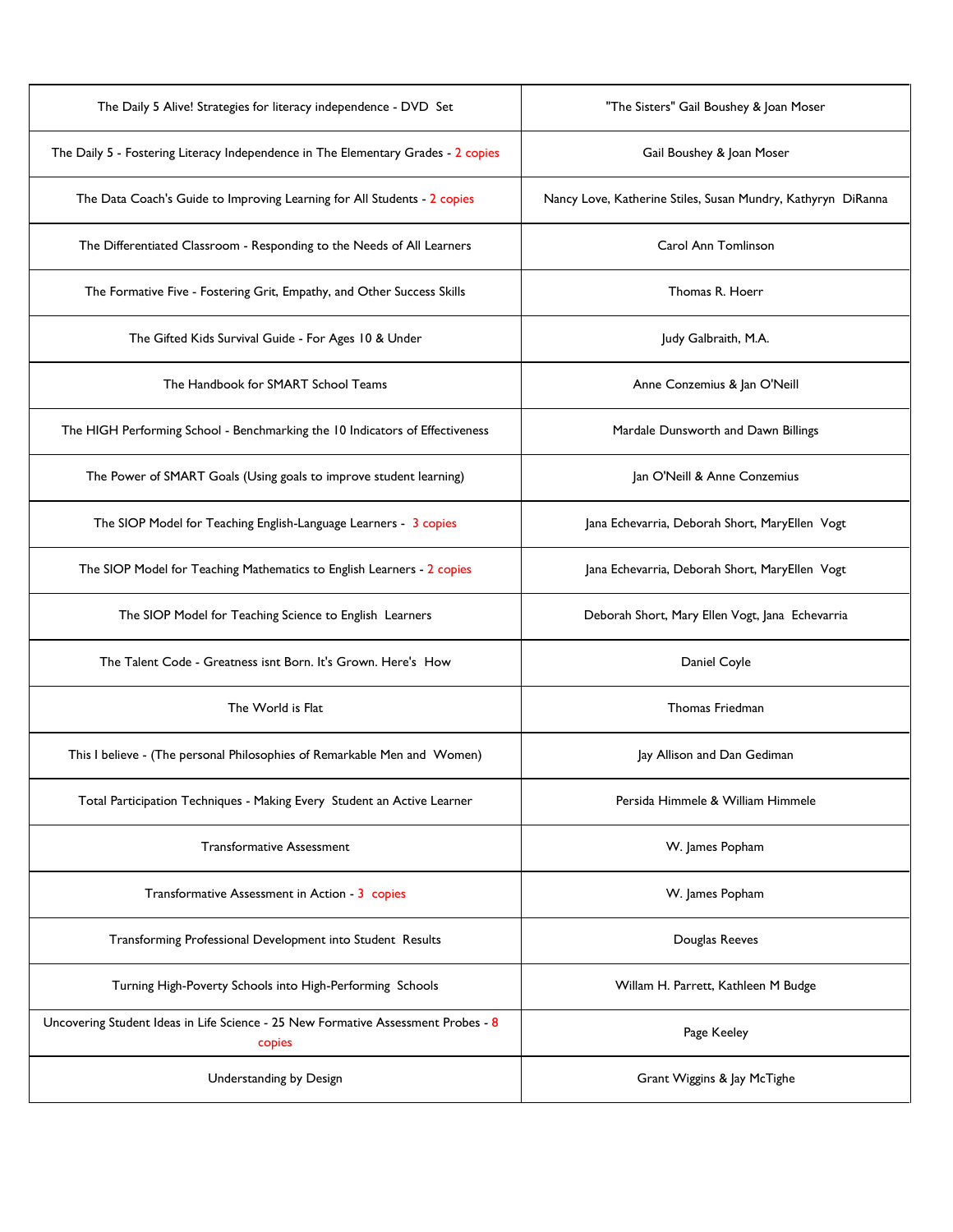| | |
|---|---|
| The Daily 5 Alive! Strategies for literacy independence - DVD Set | "The Sisters" Gail Boushey & Joan Moser |
| The Daily 5 - Fostering Literacy Independence in The Elementary Grades - 2 copies | Gail Boushey & Joan Moser |
| The Data Coach's Guide to Improving Learning for All Students - 2 copies | Nancy Love, Katherine Stiles, Susan Mundry, Kathyryn DiRanna |
| The Differentiated Classroom - Responding to the Needs of All Learners | Carol Ann Tomlinson |
| The Formative Five - Fostering Grit, Empathy, and Other Success Skills | Thomas R. Hoerr |
| The Gifted Kids Survival Guide - For Ages 10 & Under | Judy Galbraith, M.A. |
| The Handbook for SMART School Teams | Anne Conzemius & Jan O'Neill |
| The HIGH Performing School - Benchmarking the 10 Indicators of Effectiveness | Mardale Dunsworth and Dawn Billings |
| The Power of SMART Goals (Using goals to improve student learning) | Jan O'Neill & Anne Conzemius |
| The SIOP Model for Teaching English-Language Learners - 3 copies | Jana Echevarria, Deborah Short, MaryEllen Vogt |
| The SIOP Model for Teaching Mathematics to English Learners - 2 copies | Jana Echevarria, Deborah Short, MaryEllen Vogt |
| The SIOP Model for Teaching Science to English Learners | Deborah Short, Mary Ellen Vogt, Jana Echevarria |
| The Talent Code - Greatness isnt Born. It's Grown. Here's How | Daniel Coyle |
| The World is Flat | Thomas Friedman |
| This I believe - (The personal Philosophies of Remarkable Men and Women) | Jay Allison and Dan Gediman |
| Total Participation Techniques - Making Every Student an Active Learner | Persida Himmele & William Himmele |
| Transformative Assessment | W. James Popham |
| Transformative Assessment in Action - 3 copies | W. James Popham |
| Transforming Professional Development into Student Results | Douglas Reeves |
| Turning High-Poverty Schools into High-Performing Schools | Willam H. Parrett, Kathleen M Budge |
| Uncovering Student Ideas in Life Science - 25 New Formative Assessment Probes - 8 copies | Page Keeley |
| Understanding by Design | Grant Wiggins & Jay McTighe |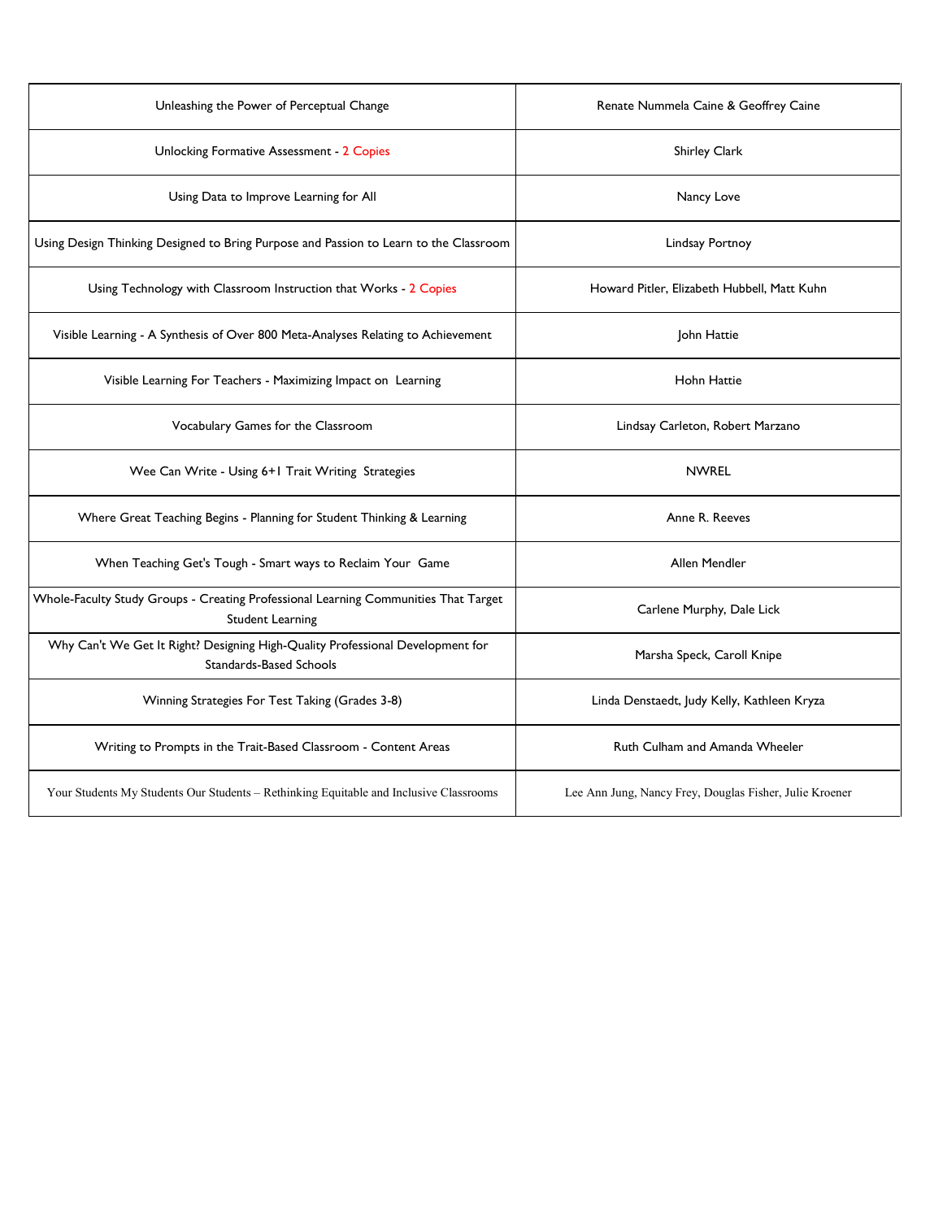| | |
|---|---|
| Unleashing the Power of Perceptual Change | Renate Nummela Caine & Geoffrey Caine |
| Unlocking Formative Assessment - 2 Copies | Shirley Clark |
| Using Data to Improve Learning for All | Nancy Love |
| Using Design Thinking Designed to Bring Purpose and Passion to Learn to the Classroom | Lindsay Portnoy |
| Using Technology with Classroom Instruction that Works - 2 Copies | Howard Pitler, Elizabeth Hubbell, Matt Kuhn |
| Visible Learning - A Synthesis of Over 800 Meta-Analyses Relating to Achievement | John Hattie |
| Visible Learning For Teachers - Maximizing Impact on Learning | Hohn Hattie |
| Vocabulary Games for the Classroom | Lindsay Carleton, Robert Marzano |
| Wee Can Write - Using 6+1 Trait Writing Strategies | NWREL |
| Where Great Teaching Begins - Planning for Student Thinking & Learning | Anne R. Reeves |
| When Teaching Get's Tough - Smart ways to Reclaim Your Game | Allen Mendler |
| Whole-Faculty Study Groups - Creating Professional Learning Communities That Target Student Learning | Carlene Murphy, Dale Lick |
| Why Can't We Get It Right? Designing High-Quality Professional Development for Standards-Based Schools | Marsha Speck, Caroll Knipe |
| Winning Strategies For Test Taking (Grades 3-8) | Linda Denstaedt, Judy Kelly, Kathleen Kryza |
| Writing to Prompts in the Trait-Based Classroom - Content Areas | Ruth Culham and Amanda Wheeler |
| Your Students My Students Our Students – Rethinking Equitable and Inclusive Classrooms | Lee Ann Jung, Nancy Frey, Douglas Fisher, Julie Kroener |